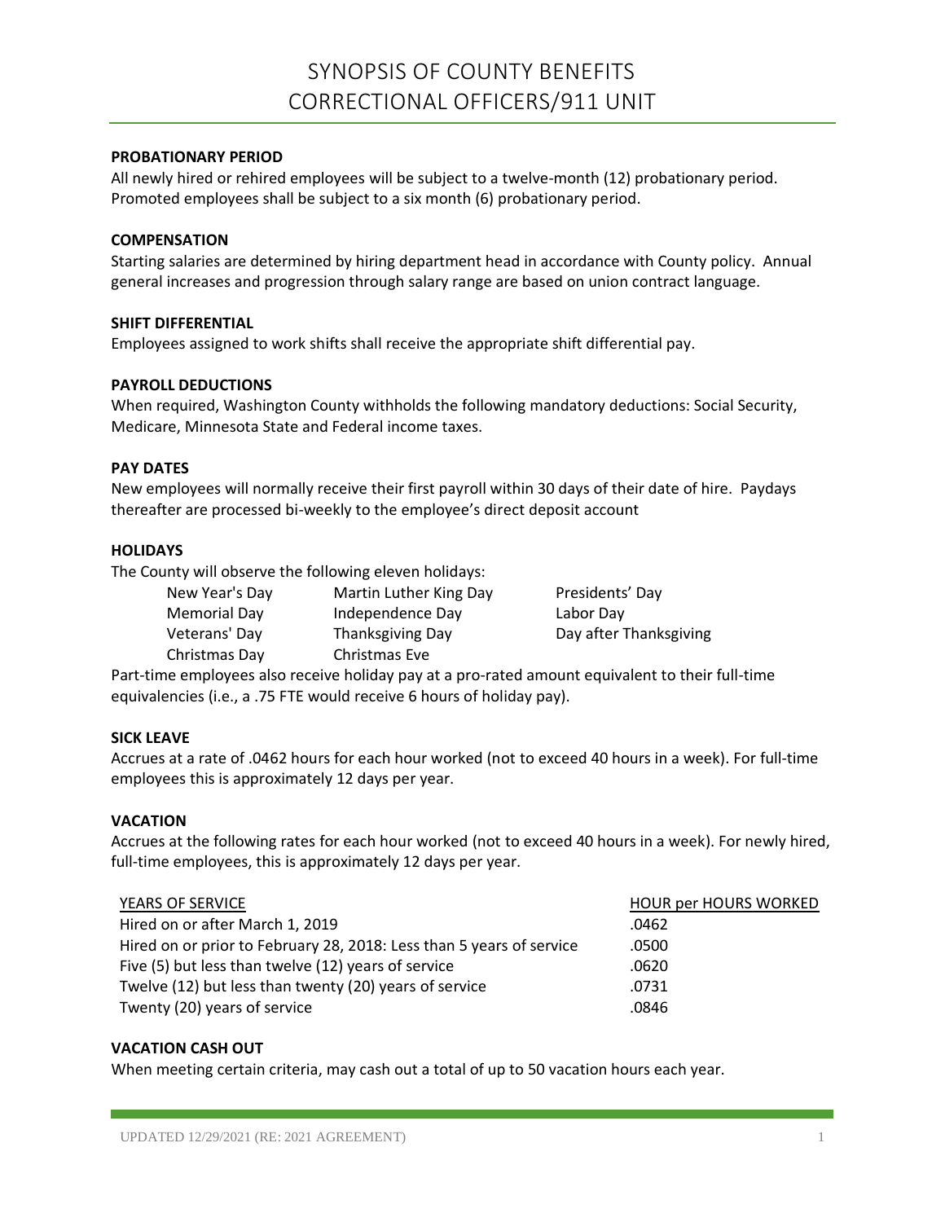# SYNOPSIS OF COUNTY BENEFITS
# CORRECTIONAL OFFICERS/911 UNIT

**PROBATIONARY PERIOD**

All newly hired or rehired employees will be subject to a twelve-month (12) probationary period. Promoted employees shall be subject to a six month (6) probationary period.

**COMPENSATION**

Starting salaries are determined by hiring department head in accordance with County policy. Annual general increases and progression through salary range are based on union contract language.

**SHIFT DIFFERENTIAL**

Employees assigned to work shifts shall receive the appropriate shift differential pay.

**PAYROLL DEDUCTIONS**

When required, Washington County withholds the following mandatory deductions: Social Security, Medicare, Minnesota State and Federal income taxes.

**PAY DATES**

New employees will normally receive their first payroll within 30 days of their date of hire. Paydays thereafter are processed bi-weekly to the employee's direct deposit account

**HOLIDAYS**

The County will observe the following eleven holidays:

| | | |
|---|---|---|
| New Year's Day | Martin Luther King Day | Presidents' Day |
| Memorial Day | Independence Day | Labor Day |
| Veterans' Day | Thanksgiving Day | Day after Thanksgiving |
| Christmas Day | Christmas Eve | |

Part-time employees also receive holiday pay at a pro-rated amount equivalent to their full-time equivalencies (i.e., a .75 FTE would receive 6 hours of holiday pay).

**SICK LEAVE**

Accrues at a rate of .0462 hours for each hour worked (not to exceed 40 hours in a week). For full-time employees this is approximately 12 days per year.

**VACATION**

Accrues at the following rates for each hour worked (not to exceed 40 hours in a week). For newly hired, full-time employees, this is approximately 12 days per year.

| YEARS OF SERVICE | HOUR per HOURS WORKED |
|---|---|
| Hired on or after March 1, 2019 | .0462 |
| Hired on or prior to February 28, 2018: Less than 5 years of service | .0500 |
| Five (5) but less than twelve (12) years of service | .0620 |
| Twelve (12) but less than twenty (20) years of service | .0731 |
| Twenty (20) years of service | .0846 |

**VACATION CASH OUT**

When meeting certain criteria, may cash out a total of up to 50 vacation hours each year.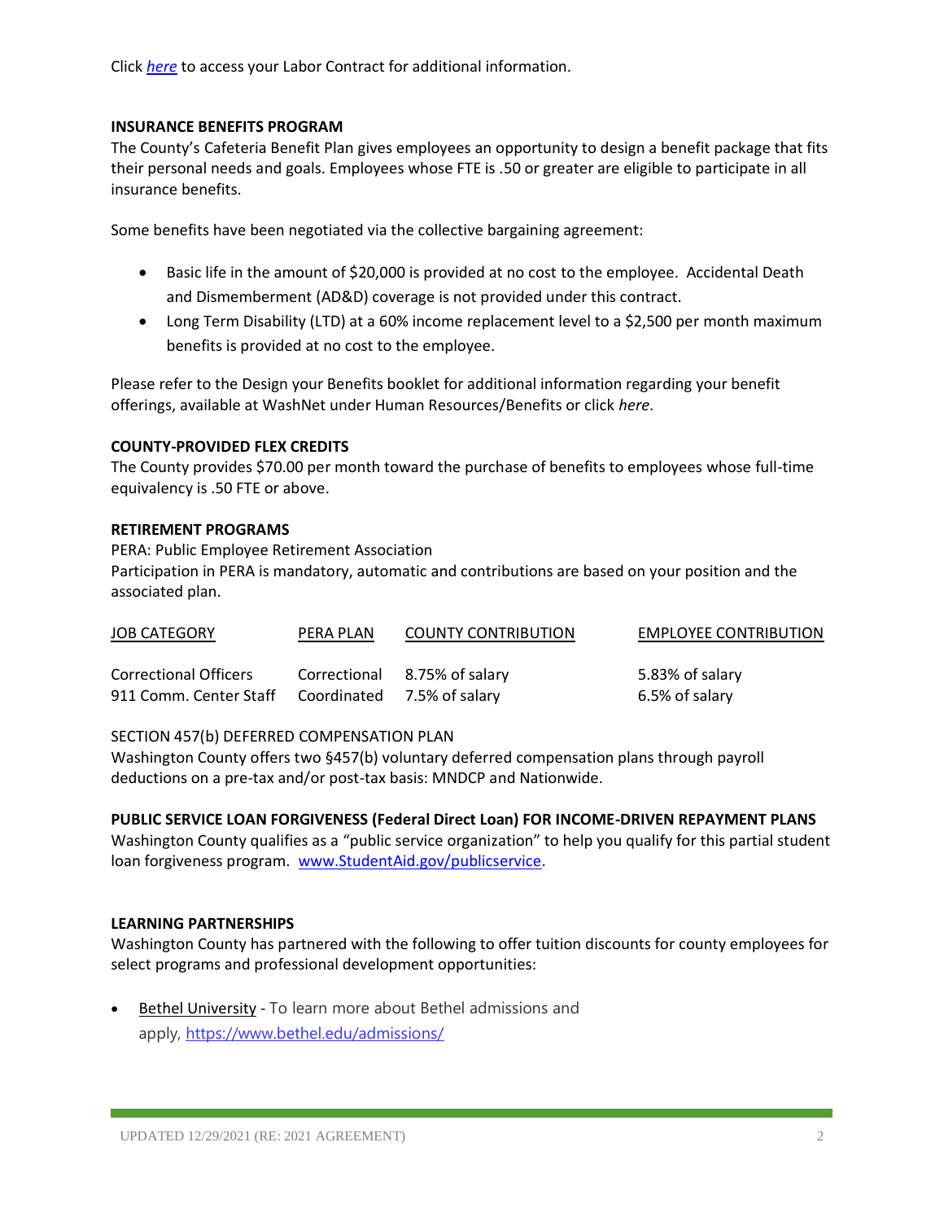Click *here* to access your Labor Contract for additional information.

**INSURANCE BENEFITS PROGRAM**

The County's Cafeteria Benefit Plan gives employees an opportunity to design a benefit package that fits their personal needs and goals. Employees whose FTE is .50 or greater are eligible to participate in all insurance benefits.

Some benefits have been negotiated via the collective bargaining agreement:

- Basic life in the amount of $20,000 is provided at no cost to the employee. Accidental Death and Dismemberment (AD&D) coverage is not provided under this contract.
- Long Term Disability (LTD) at a 60% income replacement level to a $2,500 per month maximum benefits is provided at no cost to the employee.

Please refer to the Design your Benefits booklet for additional information regarding your benefit offerings, available at WashNet under Human Resources/Benefits or click *here*.

**COUNTY-PROVIDED FLEX CREDITS**

The County provides $70.00 per month toward the purchase of benefits to employees whose full-time equivalency is .50 FTE or above.

**RETIREMENT PROGRAMS**

PERA: Public Employee Retirement Association

Participation in PERA is mandatory, automatic and contributions are based on your position and the associated plan.

| JOB CATEGORY | PERA PLAN | COUNTY CONTRIBUTION | EMPLOYEE CONTRIBUTION |
| --- | --- | --- | --- |
| Correctional Officers | Correctional | 8.75% of salary | 5.83% of salary |
| 911 Comm. Center Staff | Coordinated | 7.5% of salary | 6.5% of salary |

SECTION 457(b) DEFERRED COMPENSATION PLAN

Washington County offers two §457(b) voluntary deferred compensation plans through payroll deductions on a pre-tax and/or post-tax basis: MNDCP and Nationwide.

**PUBLIC SERVICE LOAN FORGIVENESS (Federal Direct Loan) FOR INCOME-DRIVEN REPAYMENT PLANS**

Washington County qualifies as a "public service organization" to help you qualify for this partial student loan forgiveness program. www.StudentAid.gov/publicservice.

**LEARNING PARTNERSHIPS**

Washington County has partnered with the following to offer tuition discounts for county employees for select programs and professional development opportunities:

- Bethel University - To learn more about Bethel admissions and apply, https://www.bethel.edu/admissions/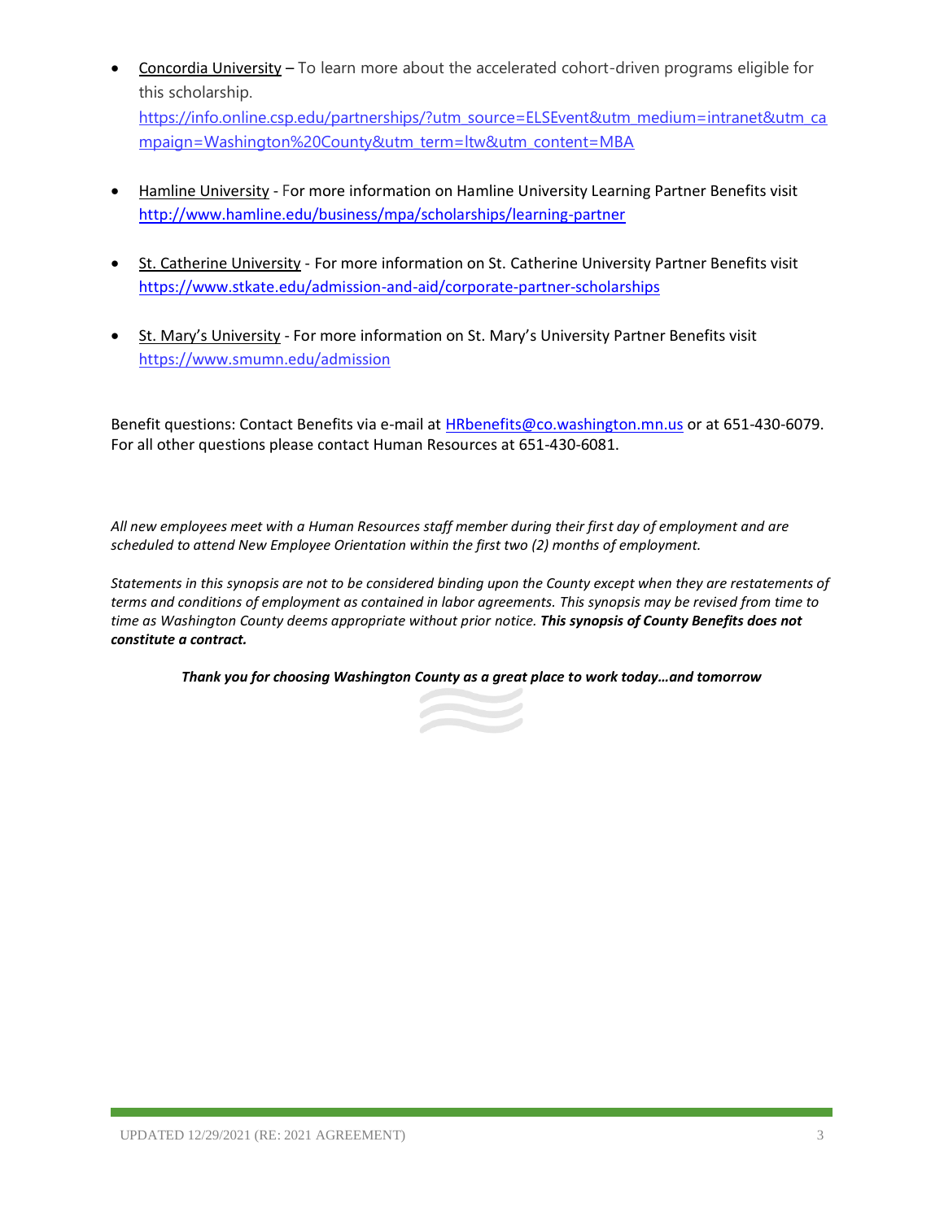- Concordia University – To learn more about the accelerated cohort-driven programs eligible for this scholarship. https://info.online.csp.edu/partnerships/?utm_source=ELSEvent&utm_medium=intranet&utm_campaign=Washington%20County&utm_term=ltw&utm_content=MBA

- Hamline University - For more information on Hamline University Learning Partner Benefits visit http://www.hamline.edu/business/mpa/scholarships/learning-partner

- St. Catherine University - For more information on St. Catherine University Partner Benefits visit https://www.stkate.edu/admission-and-aid/corporate-partner-scholarships

- St. Mary's University - For more information on St. Mary's University Partner Benefits visit https://www.smumn.edu/admission

Benefit questions: Contact Benefits via e-mail at HRbenefits@co.washington.mn.us or at 651-430-6079. For all other questions please contact Human Resources at 651-430-6081.

*All new employees meet with a Human Resources staff member during their first day of employment and are scheduled to attend New Employee Orientation within the first two (2) months of employment.*

*Statements in this synopsis are not to be considered binding upon the County except when they are restatements of terms and conditions of employment as contained in labor agreements. This synopsis may be revised from time to time as Washington County deems appropriate without prior notice.* ***This synopsis of County Benefits does not constitute a contract.***

***Thank you for choosing Washington County as a great place to work today…and tomorrow***

UPDATED 12/29/2021 (RE: 2021 AGREEMENT)